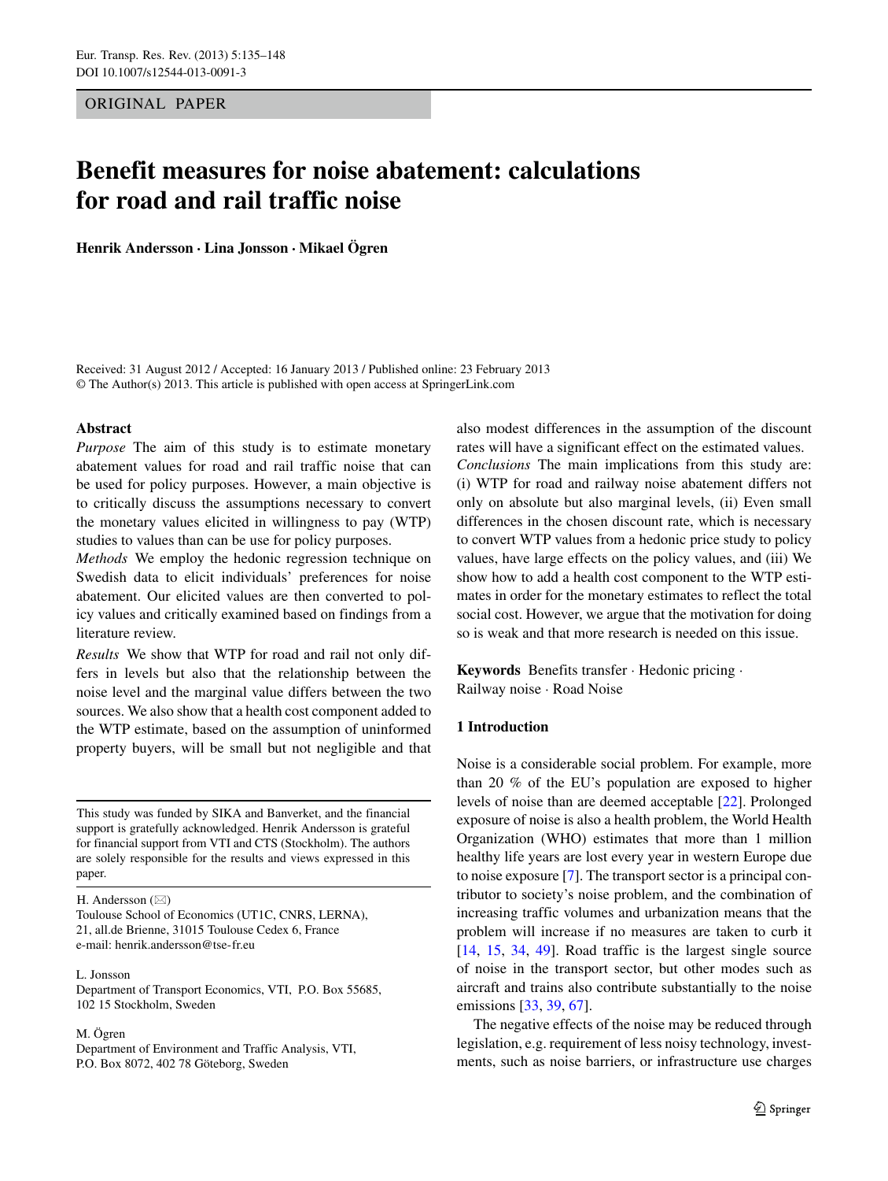ORIGINAL PAPER

# Benefit measures for noise abatement: calculations for road and rail traffic noise

**Henrik Andersson · Lina Jonsson · Mikael Ögren**

Received: 31 August 2012 / Accepted: 16 January 2013 / Published online: 23 February 2013
© The Author(s) 2013. This article is published with open access at SpringerLink.com

**Abstract**

*Purpose* The aim of this study is to estimate monetary abatement values for road and rail traffic noise that can be used for policy purposes. However, a main objective is to critically discuss the assumptions necessary to convert the monetary values elicited in willingness to pay (WTP) studies to values than can be use for policy purposes.

*Methods* We employ the hedonic regression technique on Swedish data to elicit individuals' preferences for noise abatement. Our elicited values are then converted to policy values and critically examined based on findings from a literature review.

*Results* We show that WTP for road and rail not only differs in levels but also that the relationship between the noise level and the marginal value differs between the two sources. We also show that a health cost component added to the WTP estimate, based on the assumption of uninformed property buyers, will be small but not negligible and that also modest differences in the assumption of the discount rates will have a significant effect on the estimated values.

*Conclusions* The main implications from this study are: (i) WTP for road and railway noise abatement differs not only on absolute but also marginal levels, (ii) Even small differences in the chosen discount rate, which is necessary to convert WTP values from a hedonic price study to policy values, have large effects on the policy values, and (iii) We show how to add a health cost component to the WTP estimates in order for the monetary estimates to reflect the total social cost. However, we argue that the motivation for doing so is weak and that more research is needed on this issue.

**Keywords** Benefits transfer · Hedonic pricing · Railway noise · Road Noise

This study was funded by SIKA and Banverket, and the financial support is gratefully acknowledged. Henrik Andersson is grateful for financial support from VTI and CTS (Stockholm). The authors are solely responsible for the results and views expressed in this paper.

H. Andersson (✉)
Toulouse School of Economics (UT1C, CNRS, LERNA), 21, all.de Brienne, 31015 Toulouse Cedex 6, France
e-mail: henrik.andersson@tse-fr.eu

L. Jonsson
Department of Transport Economics, VTI, P.O. Box 55685, 102 15 Stockholm, Sweden

M. Ögren
Department of Environment and Traffic Analysis, VTI, P.O. Box 8072, 402 78 Göteborg, Sweden

## 1 Introduction

Noise is a considerable social problem. For example, more than 20 % of the EU's population are exposed to higher levels of noise than are deemed acceptable [22]. Prolonged exposure of noise is also a health problem, the World Health Organization (WHO) estimates that more than 1 million healthy life years are lost every year in western Europe due to noise exposure [7]. The transport sector is a principal contributor to society's noise problem, and the combination of increasing traffic volumes and urbanization means that the problem will increase if no measures are taken to curb it [14, 15, 34, 49]. Road traffic is the largest single source of noise in the transport sector, but other modes such as aircraft and trains also contribute substantially to the noise emissions [33, 39, 67].

The negative effects of the noise may be reduced through legislation, e.g. requirement of less noisy technology, investments, such as noise barriers, or infrastructure use charges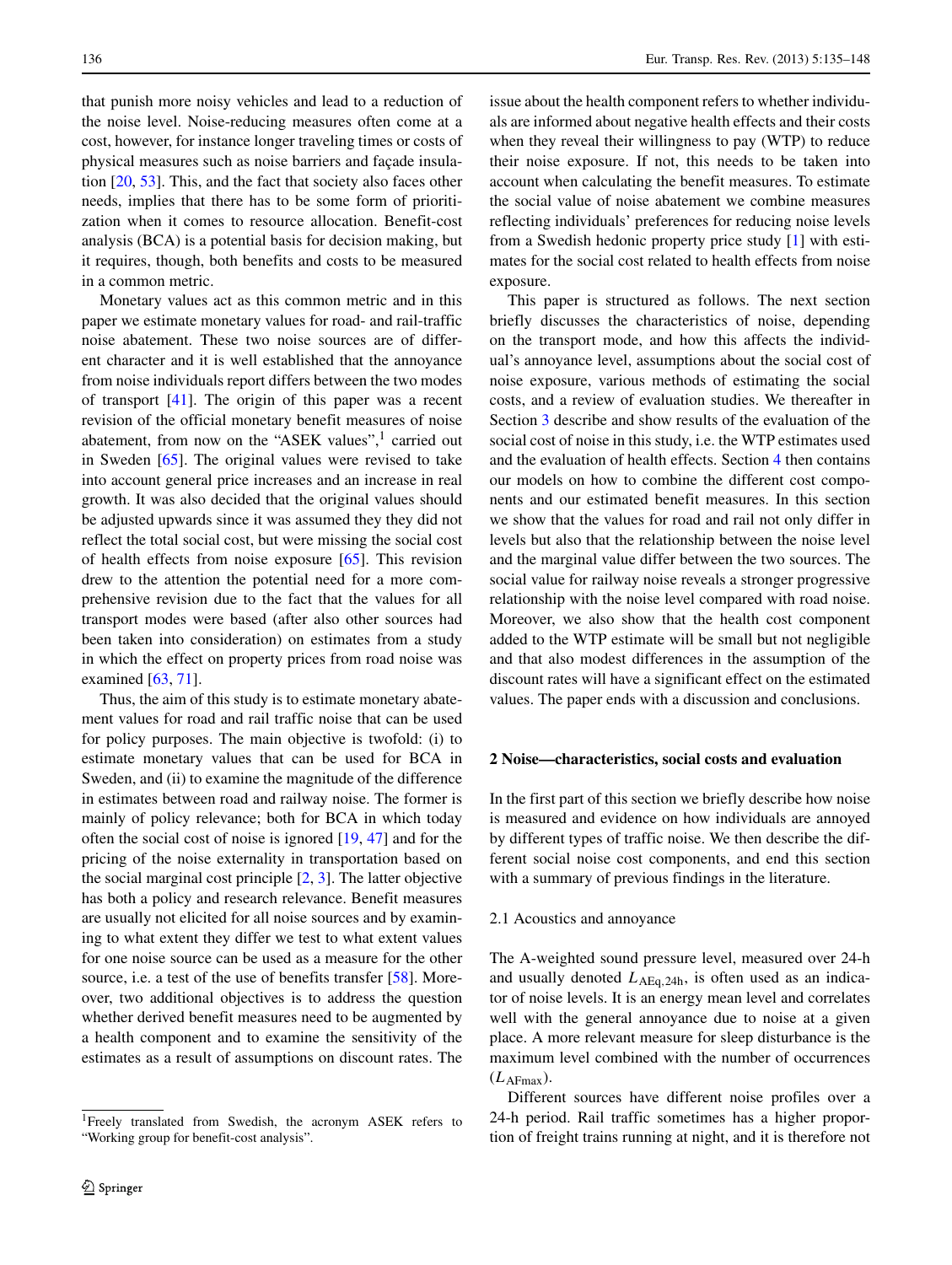that punish more noisy vehicles and lead to a reduction of the noise level. Noise-reducing measures often come at a cost, however, for instance longer traveling times or costs of physical measures such as noise barriers and façade insulation [20, 53]. This, and the fact that society also faces other needs, implies that there has to be some form of prioritization when it comes to resource allocation. Benefit-cost analysis (BCA) is a potential basis for decision making, but it requires, though, both benefits and costs to be measured in a common metric.

Monetary values act as this common metric and in this paper we estimate monetary values for road- and rail-traffic noise abatement. These two noise sources are of different character and it is well established that the annoyance from noise individuals report differs between the two modes of transport [41]. The origin of this paper was a recent revision of the official monetary benefit measures of noise abatement, from now on the "ASEK values",[1] carried out in Sweden [65]. The original values were revised to take into account general price increases and an increase in real growth. It was also decided that the original values should be adjusted upwards since it was assumed they they did not reflect the total social cost, but were missing the social cost of health effects from noise exposure [65]. This revision drew to the attention the potential need for a more comprehensive revision due to the fact that the values for all transport modes were based (after also other sources had been taken into consideration) on estimates from a study in which the effect on property prices from road noise was examined [63, 71].

Thus, the aim of this study is to estimate monetary abatement values for road and rail traffic noise that can be used for policy purposes. The main objective is twofold: (i) to estimate monetary values that can be used for BCA in Sweden, and (ii) to examine the magnitude of the difference in estimates between road and railway noise. The former is mainly of policy relevance; both for BCA in which today often the social cost of noise is ignored [19, 47] and for the pricing of the noise externality in transportation based on the social marginal cost principle [2, 3]. The latter objective has both a policy and research relevance. Benefit measures are usually not elicited for all noise sources and by examining to what extent they differ we test to what extent values for one noise source can be used as a measure for the other source, i.e. a test of the use of benefits transfer [58]. Moreover, two additional objectives is to address the question whether derived benefit measures need to be augmented by a health component and to examine the sensitivity of the estimates as a result of assumptions on discount rates. The issue about the health component refers to whether individuals are informed about negative health effects and their costs when they reveal their willingness to pay (WTP) to reduce their noise exposure. If not, this needs to be taken into account when calculating the benefit measures. To estimate the social value of noise abatement we combine measures reflecting individuals' preferences for reducing noise levels from a Swedish hedonic property price study [1] with estimates for the social cost related to health effects from noise exposure.

This paper is structured as follows. The next section briefly discusses the characteristics of noise, depending on the transport mode, and how this affects the individual's annoyance level, assumptions about the social cost of noise exposure, various methods of estimating the social costs, and a review of evaluation studies. We thereafter in Section 3 describe and show results of the evaluation of the social cost of noise in this study, i.e. the WTP estimates used and the evaluation of health effects. Section 4 then contains our models on how to combine the different cost components and our estimated benefit measures. In this section we show that the values for road and rail not only differ in levels but also that the relationship between the noise level and the marginal value differ between the two sources. The social value for railway noise reveals a stronger progressive relationship with the noise level compared with road noise. Moreover, we also show that the health cost component added to the WTP estimate will be small but not negligible and that also modest differences in the assumption of the discount rates will have a significant effect on the estimated values. The paper ends with a discussion and conclusions.

## 2 Noise—characteristics, social costs and evaluation

In the first part of this section we briefly describe how noise is measured and evidence on how individuals are annoyed by different types of traffic noise. We then describe the different social noise cost components, and end this section with a summary of previous findings in the literature.

### 2.1 Acoustics and annoyance

The A-weighted sound pressure level, measured over 24-h and usually denoted $L_{\mathrm{AEq,24h}}$, is often used as an indicator of noise levels. It is an energy mean level and correlates well with the general annoyance due to noise at a given place. A more relevant measure for sleep disturbance is the maximum level combined with the number of occurrences ($L_{\mathrm{AFmax}}$).

Different sources have different noise profiles over a 24-h period. Rail traffic sometimes has a higher proportion of freight trains running at night, and it is therefore not

[1] Freely translated from Swedish, the acronym ASEK refers to "Working group for benefit-cost analysis".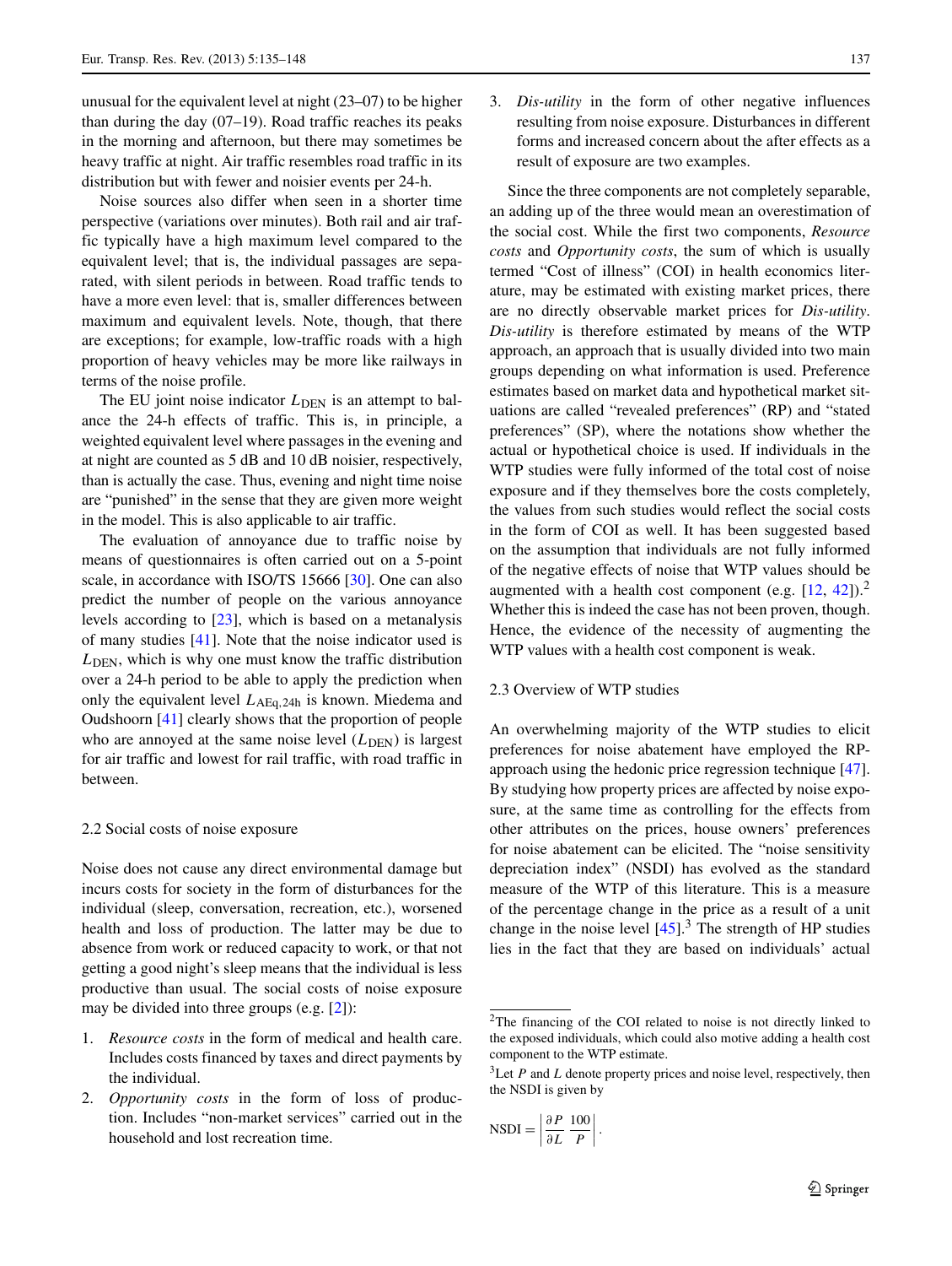unusual for the equivalent level at night (23–07) to be higher than during the day (07–19). Road traffic reaches its peaks in the morning and afternoon, but there may sometimes be heavy traffic at night. Air traffic resembles road traffic in its distribution but with fewer and noisier events per 24-h.

Noise sources also differ when seen in a shorter time perspective (variations over minutes). Both rail and air traffic typically have a high maximum level compared to the equivalent level; that is, the individual passages are separated, with silent periods in between. Road traffic tends to have a more even level: that is, smaller differences between maximum and equivalent levels. Note, though, that there are exceptions; for example, low-traffic roads with a high proportion of heavy vehicles may be more like railways in terms of the noise profile.

The EU joint noise indicator $L_{\mathrm{DEN}}$ is an attempt to balance the 24-h effects of traffic. This is, in principle, a weighted equivalent level where passages in the evening and at night are counted as 5 dB and 10 dB noisier, respectively, than is actually the case. Thus, evening and night time noise are "punished" in the sense that they are given more weight in the model. This is also applicable to air traffic.

The evaluation of annoyance due to traffic noise by means of questionnaires is often carried out on a 5-point scale, in accordance with ISO/TS 15666 [30]. One can also predict the number of people on the various annoyance levels according to [23], which is based on a metanalysis of many studies [41]. Note that the noise indicator used is $L_{\mathrm{DEN}}$, which is why one must know the traffic distribution over a 24-h period to be able to apply the prediction when only the equivalent level $L_{\mathrm{AEq,24h}}$ is known. Miedema and Oudshoorn [41] clearly shows that the proportion of people who are annoyed at the same noise level ($L_{\mathrm{DEN}}$) is largest for air traffic and lowest for rail traffic, with road traffic in between.

### 2.2 Social costs of noise exposure

Noise does not cause any direct environmental damage but incurs costs for society in the form of disturbances for the individual (sleep, conversation, recreation, etc.), worsened health and loss of production. The latter may be due to absence from work or reduced capacity to work, or that not getting a good night's sleep means that the individual is less productive than usual. The social costs of noise exposure may be divided into three groups (e.g. [2]):

1. *Resource costs* in the form of medical and health care. Includes costs financed by taxes and direct payments by the individual.
2. *Opportunity costs* in the form of loss of production. Includes "non-market services" carried out in the household and lost recreation time.
3. *Dis-utility* in the form of other negative influences resulting from noise exposure. Disturbances in different forms and increased concern about the after effects as a result of exposure are two examples.

Since the three components are not completely separable, an adding up of the three would mean an overestimation of the social cost. While the first two components, *Resource costs* and *Opportunity costs*, the sum of which is usually termed "Cost of illness" (COI) in health economics literature, may be estimated with existing market prices, there are no directly observable market prices for *Dis-utility*. *Dis-utility* is therefore estimated by means of the WTP approach, an approach that is usually divided into two main groups depending on what information is used. Preference estimates based on market data and hypothetical market situations are called "revealed preferences" (RP) and "stated preferences" (SP), where the notations show whether the actual or hypothetical choice is used. If individuals in the WTP studies were fully informed of the total cost of noise exposure and if they themselves bore the costs completely, the values from such studies would reflect the social costs in the form of COI as well. It has been suggested based on the assumption that individuals are not fully informed of the negative effects of noise that WTP values should be augmented with a health cost component (e.g. [12, 42]).[2] Whether this is indeed the case has not been proven, though. Hence, the evidence of the necessity of augmenting the WTP values with a health cost component is weak.

### 2.3 Overview of WTP studies

An overwhelming majority of the WTP studies to elicit preferences for noise abatement have employed the RP-approach using the hedonic price regression technique [47]. By studying how property prices are affected by noise exposure, at the same time as controlling for the effects from other attributes on the prices, house owners' preferences for noise abatement can be elicited. The "noise sensitivity depreciation index" (NSDI) has evolved as the standard measure of the WTP of this literature. This is a measure of the percentage change in the price as a result of a unit change in the noise level [45].[3] The strength of HP studies lies in the fact that they are based on individuals' actual

[2] The financing of the COI related to noise is not directly linked to the exposed individuals, which could also motive adding a health cost component to the WTP estimate.

[3] Let $P$ and $L$ denote property prices and noise level, respectively, then the NSDI is given by

$$\mathrm{NSDI} = \left| \frac{\partial P}{\partial L} \frac{100}{P} \right|.$$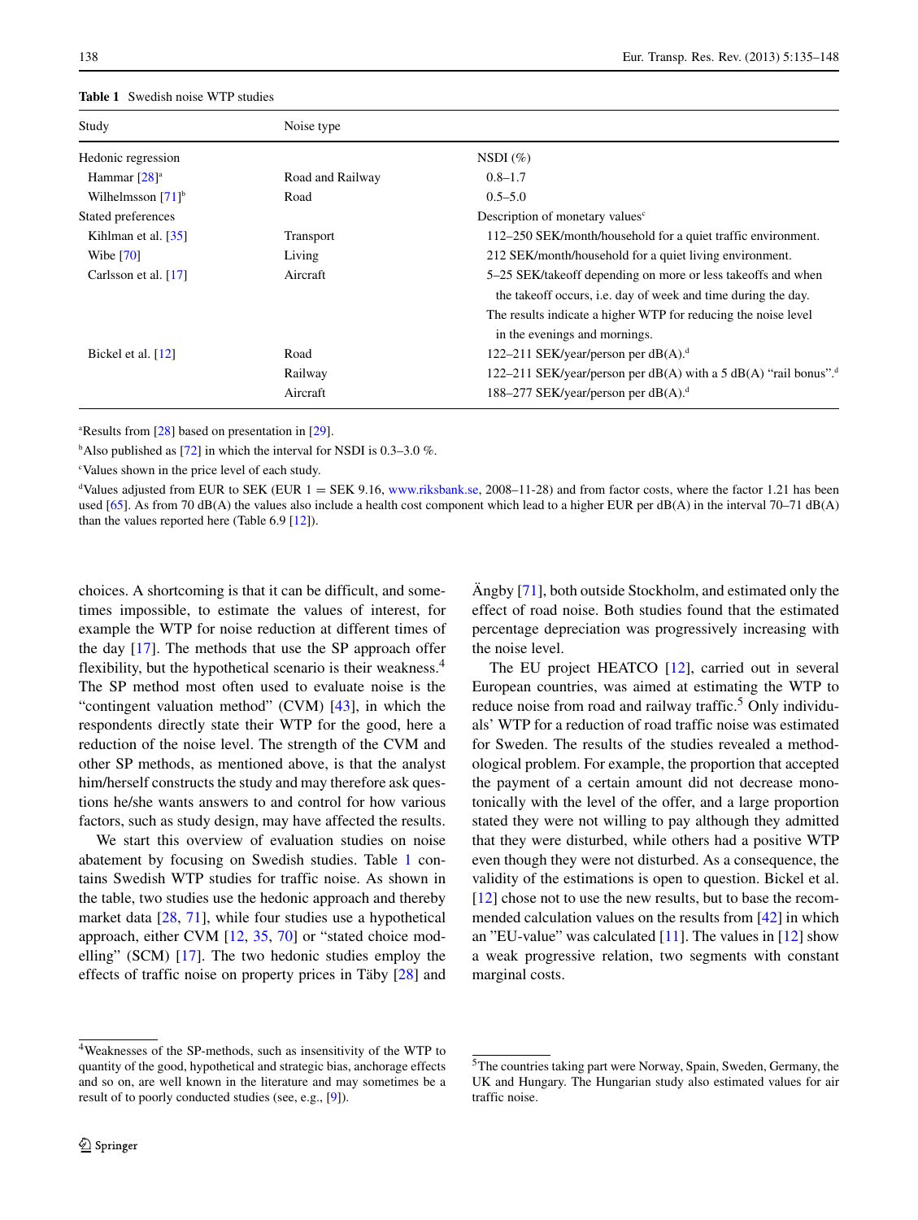**Table 1** Swedish noise WTP studies

| Study | Noise type | |
|---|---|---|
| Hedonic regression | | NSDI (%) |
| Hammar [28][a] | Road and Railway | 0.8–1.7 |
| Wilhelmsson [71][b] | Road | 0.5–5.0 |
| Stated preferences | | Description of monetary values[c] |
| Kihlman et al. [35] | Transport | 112–250 SEK/month/household for a quiet traffic environment. |
| Wibe [70] | Living | 212 SEK/month/household for a quiet living environment. |
| Carlsson et al. [17] | Aircraft | 5–25 SEK/takeoff depending on more or less takeoffs and when the takeoff occurs, i.e. day of week and time during the day. The results indicate a higher WTP for reducing the noise level in the evenings and mornings. |
| Bickel et al. [12] | Road | 122–211 SEK/year/person per dB(A).[d] |
| | Railway | 122–211 SEK/year/person per dB(A) with a 5 dB(A) "rail bonus".[d] |
| | Aircraft | 188–277 SEK/year/person per dB(A).[d] |

[a]Results from [28] based on presentation in [29].

[b]Also published as [72] in which the interval for NSDI is 0.3–3.0 %.

[c]Values shown in the price level of each study.

[d]Values adjusted from EUR to SEK (EUR 1 = SEK 9.16, www.riksbank.se, 2008–11-28) and from factor costs, where the factor 1.21 has been used [65]. As from 70 dB(A) the values also include a health cost component which lead to a higher EUR per dB(A) in the interval 70–71 dB(A) than the values reported here (Table 6.9 [12]).

choices. A shortcoming is that it can be difficult, and sometimes impossible, to estimate the values of interest, for example the WTP for noise reduction at different times of the day [17]. The methods that use the SP approach offer flexibility, but the hypothetical scenario is their weakness.[4] The SP method most often used to evaluate noise is the "contingent valuation method" (CVM) [43], in which the respondents directly state their WTP for the good, here a reduction of the noise level. The strength of the CVM and other SP methods, as mentioned above, is that the analyst him/herself constructs the study and may therefore ask questions he/she wants answers to and control for how various factors, such as study design, may have affected the results.

We start this overview of evaluation studies on noise abatement by focusing on Swedish studies. Table 1 contains Swedish WTP studies for traffic noise. As shown in the table, two studies use the hedonic approach and thereby market data [28, 71], while four studies use a hypothetical approach, either CVM [12, 35, 70] or "stated choice modelling" (SCM) [17]. The two hedonic studies employ the effects of traffic noise on property prices in Täby [28] and Ängby [71], both outside Stockholm, and estimated only the effect of road noise. Both studies found that the estimated percentage depreciation was progressively increasing with the noise level.

The EU project HEATCO [12], carried out in several European countries, was aimed at estimating the WTP to reduce noise from road and railway traffic.[5] Only individuals' WTP for a reduction of road traffic noise was estimated for Sweden. The results of the studies revealed a methodological problem. For example, the proportion that accepted the payment of a certain amount did not decrease monotonically with the level of the offer, and a large proportion stated they were not willing to pay although they admitted that they were disturbed, while others had a positive WTP even though they were not disturbed. As a consequence, the validity of the estimations is open to question. Bickel et al. [12] chose not to use the new results, but to base the recommended calculation values on the results from [42] in which an "EU-value" was calculated [11]. The values in [12] show a weak progressive relation, two segments with constant marginal costs.

[4]Weaknesses of the SP-methods, such as insensitivity of the WTP to quantity of the good, hypothetical and strategic bias, anchorage effects and so on, are well known in the literature and may sometimes be a result of to poorly conducted studies (see, e.g., [9]).

[5]The countries taking part were Norway, Spain, Sweden, Germany, the UK and Hungary. The Hungarian study also estimated values for air traffic noise.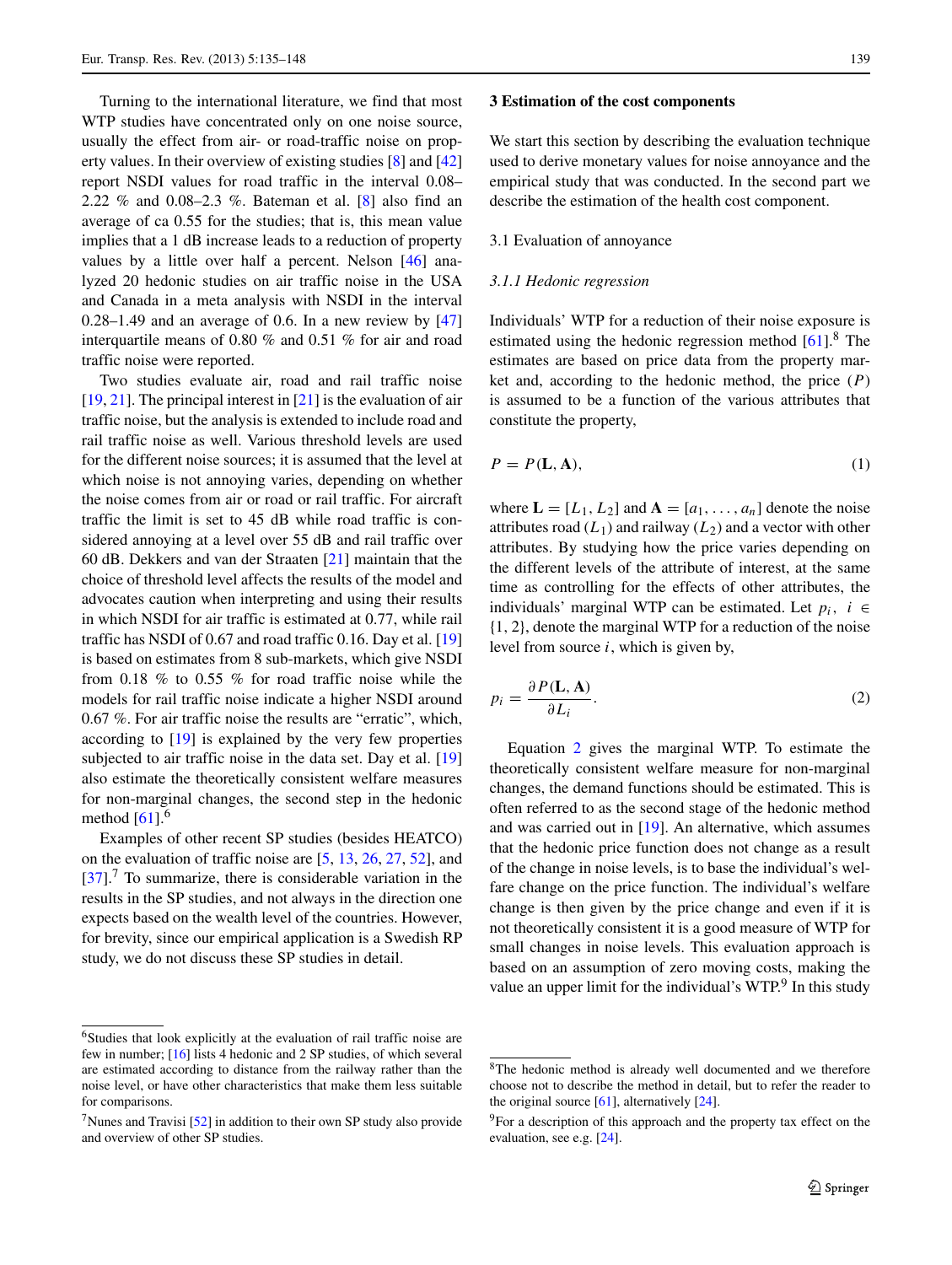Turning to the international literature, we find that most WTP studies have concentrated only on one noise source, usually the effect from air- or road-traffic noise on property values. In their overview of existing studies [8] and [42] report NSDI values for road traffic in the interval 0.08–2.22 % and 0.08–2.3 %. Bateman et al. [8] also find an average of ca 0.55 for the studies; that is, this mean value implies that a 1 dB increase leads to a reduction of property values by a little over half a percent. Nelson [46] analyzed 20 hedonic studies on air traffic noise in the USA and Canada in a meta analysis with NSDI in the interval 0.28–1.49 and an average of 0.6. In a new review by [47] interquartile means of 0.80 % and 0.51 % for air and road traffic noise were reported.

Two studies evaluate air, road and rail traffic noise [19, 21]. The principal interest in [21] is the evaluation of air traffic noise, but the analysis is extended to include road and rail traffic noise as well. Various threshold levels are used for the different noise sources; it is assumed that the level at which noise is not annoying varies, depending on whether the noise comes from air or road or rail traffic. For aircraft traffic the limit is set to 45 dB while road traffic is considered annoying at a level over 55 dB and rail traffic over 60 dB. Dekkers and van der Straaten [21] maintain that the choice of threshold level affects the results of the model and advocates caution when interpreting and using their results in which NSDI for air traffic is estimated at 0.77, while rail traffic has NSDI of 0.67 and road traffic 0.16. Day et al. [19] is based on estimates from 8 sub-markets, which give NSDI from 0.18 % to 0.55 % for road traffic noise while the models for rail traffic noise indicate a higher NSDI around 0.67 %. For air traffic noise the results are "erratic", which, according to [19] is explained by the very few properties subjected to air traffic noise in the data set. Day et al. [19] also estimate the theoretically consistent welfare measures for non-marginal changes, the second step in the hedonic method [61].[6]

Examples of other recent SP studies (besides HEATCO) on the evaluation of traffic noise are [5, 13, 26, 27, 52], and [37].[7] To summarize, there is considerable variation in the results in the SP studies, and not always in the direction one expects based on the wealth level of the countries. However, for brevity, since our empirical application is a Swedish RP study, we do not discuss these SP studies in detail.

[6] Studies that look explicitly at the evaluation of rail traffic noise are few in number; [16] lists 4 hedonic and 2 SP studies, of which several are estimated according to distance from the railway rather than the noise level, or have other characteristics that make them less suitable for comparisons.

[7] Nunes and Travisi [52] in addition to their own SP study also provide and overview of other SP studies.

## 3 Estimation of the cost components

We start this section by describing the evaluation technique used to derive monetary values for noise annoyance and the empirical study that was conducted. In the second part we describe the estimation of the health cost component.

### 3.1 Evaluation of annoyance

#### *3.1.1 Hedonic regression*

Individuals' WTP for a reduction of their noise exposure is estimated using the hedonic regression method [61].[8] The estimates are based on price data from the property market and, according to the hedonic method, the price ($P$) is assumed to be a function of the various attributes that constitute the property,

$$P = P(\mathbf{L}, \mathbf{A}), \tag{1}$$

where $\mathbf{L} = [L_1, L_2]$ and $\mathbf{A} = [a_1, \ldots, a_n]$ denote the noise attributes road ($L_1$) and railway ($L_2$) and a vector with other attributes. By studying how the price varies depending on the different levels of the attribute of interest, at the same time as controlling for the effects of other attributes, the individuals' marginal WTP can be estimated. Let $p_i,\ i \in \{1, 2\}$, denote the marginal WTP for a reduction of the noise level from source $i$, which is given by,

$$p_i = \frac{\partial P(\mathbf{L}, \mathbf{A})}{\partial L_i}. \tag{2}$$

Equation 2 gives the marginal WTP. To estimate the theoretically consistent welfare measure for non-marginal changes, the demand functions should be estimated. This is often referred to as the second stage of the hedonic method and was carried out in [19]. An alternative, which assumes that the hedonic price function does not change as a result of the change in noise levels, is to base the individual's welfare change on the price function. The individual's welfare change is then given by the price change and even if it is not theoretically consistent it is a good measure of WTP for small changes in noise levels. This evaluation approach is based on an assumption of zero moving costs, making the value an upper limit for the individual's WTP.[9] In this study

[8] The hedonic method is already well documented and we therefore choose not to describe the method in detail, but to refer the reader to the original source [61], alternatively [24].

[9] For a description of this approach and the property tax effect on the evaluation, see e.g. [24].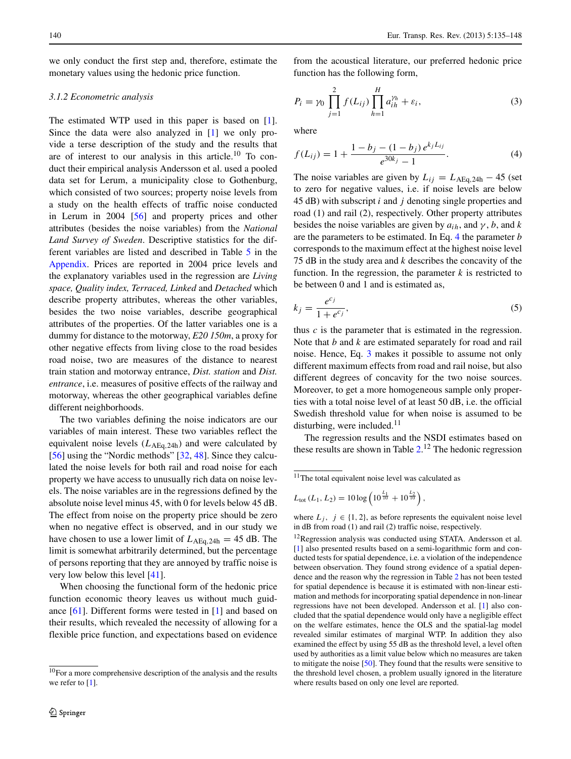we only conduct the first step and, therefore, estimate the monetary values using the hedonic price function.

### 3.1.2 Econometric analysis

The estimated WTP used in this paper is based on [1]. Since the data were also analyzed in [1] we only provide a terse description of the study and the results that are of interest to our analysis in this article.[10] To conduct their empirical analysis Andersson et al. used a pooled data set for Lerum, a municipality close to Gothenburg, which consisted of two sources; property noise levels from a study on the health effects of traffic noise conducted in Lerum in 2004 [56] and property prices and other attributes (besides the noise variables) from the *National Land Survey of Sweden*. Descriptive statistics for the different variables are listed and described in Table 5 in the Appendix. Prices are reported in 2004 price levels and the explanatory variables used in the regression are *Living space, Quality index, Terraced, Linked* and *Detached* which describe property attributes, whereas the other variables, besides the two noise variables, describe geographical attributes of the properties. Of the latter variables one is a dummy for distance to the motorway, *E20 150m*, a proxy for other negative effects from living close to the road besides road noise, two are measures of the distance to nearest train station and motorway entrance, *Dist. station* and *Dist. entrance*, i.e. measures of positive effects of the railway and motorway, whereas the other geographical variables define different neighborhoods.

The two variables defining the noise indicators are our variables of main interest. These two variables reflect the equivalent noise levels ($L_{\text{AEq,24h}}$) and were calculated by [56] using the "Nordic methods" [32, 48]. Since they calculated the noise levels for both rail and road noise for each property we have access to unusually rich data on noise levels. The noise variables are in the regressions defined by the absolute noise level minus 45, with 0 for levels below 45 dB. The effect from noise on the property price should be zero when no negative effect is observed, and in our study we have chosen to use a lower limit of $L_{\text{AEq,24h}} = 45$ dB. The limit is somewhat arbitrarily determined, but the percentage of persons reporting that they are annoyed by traffic noise is very low below this level [41].

When choosing the functional form of the hedonic price function economic theory leaves us without much guidance [61]. Different forms were tested in [1] and based on their results, which revealed the necessity of allowing for a flexible price function, and expectations based on evidence from the acoustical literature, our preferred hedonic price function has the following form,

$$P_i = \gamma_0 \prod_{j=1}^{2} f(L_{ij}) \prod_{h=1}^{H} a_{ih}^{\gamma_h} + \varepsilon_i, \tag{3}$$

where

$$f(L_{ij}) = 1 + \frac{1 - b_j - (1 - b_j)\, e^{k_j L_{ij}}}{e^{30k_j} - 1}. \tag{4}$$

The noise variables are given by $L_{ij} = L_{\text{AEq,24h}} - 45$ (set to zero for negative values, i.e. if noise levels are below 45 dB) with subscript $i$ and $j$ denoting single properties and road (1) and rail (2), respectively. Other property attributes besides the noise variables are given by $a_{ih}$, and $\gamma$, $b$, and $k$ are the parameters to be estimated. In Eq. 4 the parameter $b$ corresponds to the maximum effect at the highest noise level 75 dB in the study area and $k$ describes the concavity of the function. In the regression, the parameter $k$ is restricted to be between 0 and 1 and is estimated as,

$$k_j = \frac{e^{c_j}}{1 + e^{c_j}}, \tag{5}$$

thus $c$ is the parameter that is estimated in the regression. Note that $b$ and $k$ are estimated separately for road and rail noise. Hence, Eq. 3 makes it possible to assume not only different maximum effects from road and rail noise, but also different degrees of concavity for the two noise sources. Moreover, to get a more homogeneous sample only properties with a total noise level of at least 50 dB, i.e. the official Swedish threshold value for when noise is assumed to be disturbing, were included.[11]

The regression results and the NSDI estimates based on these results are shown in Table 2.[12] The hedonic regression

---

[10] For a more comprehensive description of the analysis and the results we refer to [1].

[11] The total equivalent noise level was calculated as

$$L_{\text{tot}}(L_1, L_2) = 10 \log \left( 10^{\frac{L_1}{10}} + 10^{\frac{L_2}{10}} \right),$$

where $L_j$, $j \in \{1, 2\}$, as before represents the equivalent noise level in dB from road (1) and rail (2) traffic noise, respectively.

[12] Regression analysis was conducted using STATA. Andersson et al. [1] also presented results based on a semi-logarithmic form and conducted tests for spatial dependence, i.e. a violation of the independence between observation. They found strong evidence of a spatial dependence and the reason why the regression in Table 2 has not been tested for spatial dependence is because it is estimated with non-linear estimation and methods for incorporating spatial dependence in non-linear regressions have not been developed. Andersson et al. [1] also concluded that the spatial dependence would only have a negligible effect on the welfare estimates, hence the OLS and the spatial-lag model revealed similar estimates of marginal WTP. In addition they also examined the effect by using 55 dB as the threshold level, a level often used by authorities as a limit value below which no measures are taken to mitigate the noise [50]. They found that the results were sensitive to the threshold level chosen, a problem usually ignored in the literature where results based on only one level are reported.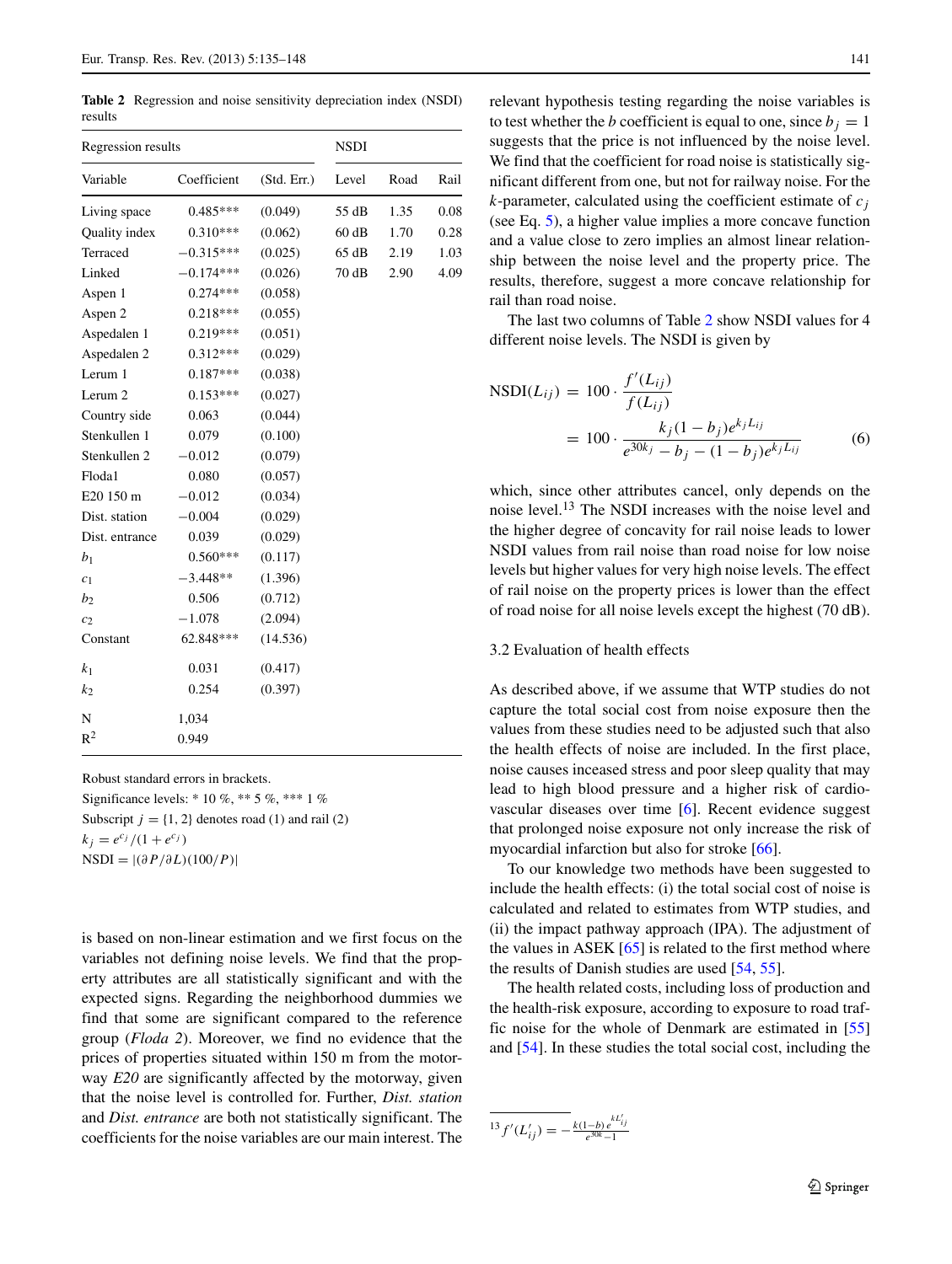**Table 2** Regression and noise sensitivity depreciation index (NSDI) results

| Regression results | | | NSDI | | |
|---|---|---|---|---|---|
| Variable | Coefficient | (Std. Err.) | Level | Road | Rail |
| Living space | 0.485*** | (0.049) | 55 dB | 1.35 | 0.08 |
| Quality index | 0.310*** | (0.062) | 60 dB | 1.70 | 0.28 |
| Terraced | −0.315*** | (0.025) | 65 dB | 2.19 | 1.03 |
| Linked | −0.174*** | (0.026) | 70 dB | 2.90 | 4.09 |
| Aspen 1 | 0.274*** | (0.058) | | | |
| Aspen 2 | 0.218*** | (0.055) | | | |
| Aspedalen 1 | 0.219*** | (0.051) | | | |
| Aspedalen 2 | 0.312*** | (0.029) | | | |
| Lerum 1 | 0.187*** | (0.038) | | | |
| Lerum 2 | 0.153*** | (0.027) | | | |
| Country side | 0.063 | (0.044) | | | |
| Stenkullen 1 | 0.079 | (0.100) | | | |
| Stenkullen 2 | −0.012 | (0.079) | | | |
| Floda1 | 0.080 | (0.057) | | | |
| E20 150 m | −0.012 | (0.034) | | | |
| Dist. station | −0.004 | (0.029) | | | |
| Dist. entrance | 0.039 | (0.029) | | | |
| $b_1$ | 0.560*** | (0.117) | | | |
| $c_1$ | −3.448** | (1.396) | | | |
| $b_2$ | 0.506 | (0.712) | | | |
| $c_2$ | −1.078 | (2.094) | | | |
| Constant | 62.848*** | (14.536) | | | |
| $k_1$ | 0.031 | (0.417) | | | |
| $k_2$ | 0.254 | (0.397) | | | |
| N | 1,034 | | | | |
| $R^2$ | 0.949 | | | | |

Robust standard errors in brackets.
Significance levels: * 10 %, ** 5 %, *** 1 %
Subscript $j = \{1, 2\}$ denotes road (1) and rail (2)
$k_j = e^{c_j}/(1 + e^{c_j})$
$\text{NSDI} = |(\partial P/\partial L)(100/P)|$

is based on non-linear estimation and we first focus on the variables not defining noise levels. We find that the property attributes are all statistically significant and with the expected signs. Regarding the neighborhood dummies we find that some are significant compared to the reference group (*Floda 2*). Moreover, we find no evidence that the prices of properties situated within 150 m from the motorway *E20* are significantly affected by the motorway, given that the noise level is controlled for. Further, *Dist. station* and *Dist. entrance* are both not statistically significant. The coefficients for the noise variables are our main interest. The relevant hypothesis testing regarding the noise variables is to test whether the $b$ coefficient is equal to one, since $b_j = 1$ suggests that the price is not influenced by the noise level. We find that the coefficient for road noise is statistically significant different from one, but not for railway noise. For the $k$-parameter, calculated using the coefficient estimate of $c_j$ (see Eq. 5), a higher value implies a more concave function and a value close to zero implies an almost linear relationship between the noise level and the property price. The results, therefore, suggest a more concave relationship for rail than road noise.

The last two columns of Table 2 show NSDI values for 4 different noise levels. The NSDI is given by

$$\text{NSDI}(L_{ij}) = 100 \cdot \frac{f'(L_{ij})}{f(L_{ij})} = 100 \cdot \frac{k_j(1-b_j)e^{k_j L_{ij}}}{e^{30k_j} - b_j - (1-b_j)e^{k_j L_{ij}}} \tag{6}$$

which, since other attributes cancel, only depends on the noise level.[13] The NSDI increases with the noise level and the higher degree of concavity for rail noise leads to lower NSDI values from rail noise than road noise for low noise levels but higher values for very high noise levels. The effect of rail noise on the property prices is lower than the effect of road noise for all noise levels except the highest (70 dB).

### 3.2 Evaluation of health effects

As described above, if we assume that WTP studies do not capture the total social cost from noise exposure then the values from these studies need to be adjusted such that also the health effects of noise are included. In the first place, noise causes inceased stress and poor sleep quality that may lead to high blood pressure and a higher risk of cardiovascular diseases over time [6]. Recent evidence suggest that prolonged noise exposure not only increase the risk of myocardial infarction but also for stroke [66].

To our knowledge two methods have been suggested to include the health effects: (i) the total social cost of noise is calculated and related to estimates from WTP studies, and (ii) the impact pathway approach (IPA). The adjustment of the values in ASEK [65] is related to the first method where the results of Danish studies are used [54, 55].

The health related costs, including loss of production and the health-risk exposure, according to exposure to road traffic noise for the whole of Denmark are estimated in [55] and [54]. In these studies the total social cost, including the

---

[13] $f'(L'_{ij}) = -\frac{k(1-b)e^{kL'_{ij}}}{e^{30k}-1}$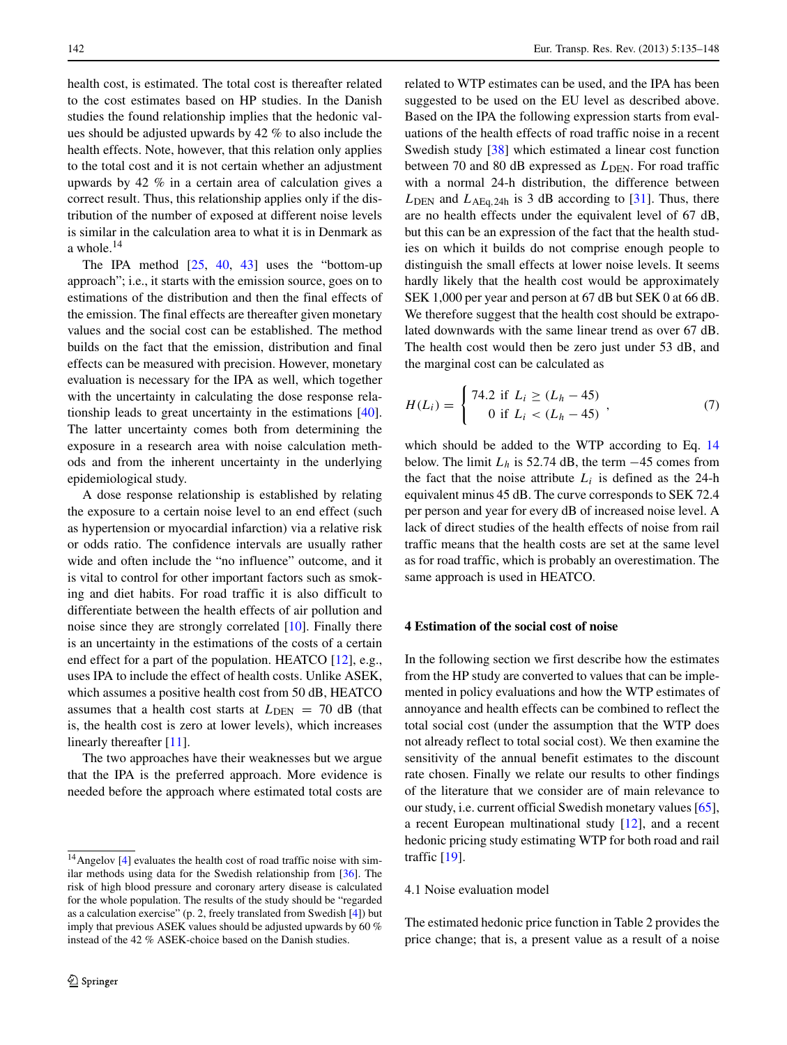health cost, is estimated. The total cost is thereafter related to the cost estimates based on HP studies. In the Danish studies the found relationship implies that the hedonic values should be adjusted upwards by 42 % to also include the health effects. Note, however, that this relation only applies to the total cost and it is not certain whether an adjustment upwards by 42 % in a certain area of calculation gives a correct result. Thus, this relationship applies only if the distribution of the number of exposed at different noise levels is similar in the calculation area to what it is in Denmark as a whole.[14]

The IPA method [25, 40, 43] uses the "bottom-up approach"; i.e., it starts with the emission source, goes on to estimations of the distribution and then the final effects of the emission. The final effects are thereafter given monetary values and the social cost can be established. The method builds on the fact that the emission, distribution and final effects can be measured with precision. However, monetary evaluation is necessary for the IPA as well, which together with the uncertainty in calculating the dose response relationship leads to great uncertainty in the estimations [40]. The latter uncertainty comes both from determining the exposure in a research area with noise calculation methods and from the inherent uncertainty in the underlying epidemiological study.

A dose response relationship is established by relating the exposure to a certain noise level to an end effect (such as hypertension or myocardial infarction) via a relative risk or odds ratio. The confidence intervals are usually rather wide and often include the "no influence" outcome, and it is vital to control for other important factors such as smoking and diet habits. For road traffic it is also difficult to differentiate between the health effects of air pollution and noise since they are strongly correlated [10]. Finally there is an uncertainty in the estimations of the costs of a certain end effect for a part of the population. HEATCO [12], e.g., uses IPA to include the effect of health costs. Unlike ASEK, which assumes a positive health cost from 50 dB, HEATCO assumes that a health cost starts at $L_{\text{DEN}} = 70$ dB (that is, the health cost is zero at lower levels), which increases linearly thereafter [11].

The two approaches have their weaknesses but we argue that the IPA is the preferred approach. More evidence is needed before the approach where estimated total costs are related to WTP estimates can be used, and the IPA has been suggested to be used on the EU level as described above. Based on the IPA the following expression starts from evaluations of the health effects of road traffic noise in a recent Swedish study [38] which estimated a linear cost function between 70 and 80 dB expressed as $L_{\text{DEN}}$. For road traffic with a normal 24-h distribution, the difference between $L_{\text{DEN}}$ and $L_{\text{AEq,24h}}$ is 3 dB according to [31]. Thus, there are no health effects under the equivalent level of 67 dB, but this can be an expression of the fact that the health studies on which it builds do not comprise enough people to distinguish the small effects at lower noise levels. It seems hardly likely that the health cost would be approximately SEK 1,000 per year and person at 67 dB but SEK 0 at 66 dB. We therefore suggest that the health cost should be extrapolated downwards with the same linear trend as over 67 dB. The health cost would then be zero just under 53 dB, and the marginal cost can be calculated as

$$H(L_i) = \begin{cases} 74.2 \text{ if } L_i \geq (L_h - 45) \\ 0 \text{ if } L_i < (L_h - 45) \end{cases}, \tag{7}$$

which should be added to the WTP according to Eq. 14 below. The limit $L_h$ is 52.74 dB, the term $-45$ comes from the fact that the noise attribute $L_i$ is defined as the 24-h equivalent minus 45 dB. The curve corresponds to SEK 72.4 per person and year for every dB of increased noise level. A lack of direct studies of the health effects of noise from rail traffic means that the health costs are set at the same level as for road traffic, which is probably an overestimation. The same approach is used in HEATCO.

## 4 Estimation of the social cost of noise

In the following section we first describe how the estimates from the HP study are converted to values that can be implemented in policy evaluations and how the WTP estimates of annoyance and health effects can be combined to reflect the total social cost (under the assumption that the WTP does not already reflect to total social cost). We then examine the sensitivity of the annual benefit estimates to the discount rate chosen. Finally we relate our results to other findings of the literature that we consider are of main relevance to our study, i.e. current official Swedish monetary values [65], a recent European multinational study [12], and a recent hedonic pricing study estimating WTP for both road and rail traffic [19].

### 4.1 Noise evaluation model

The estimated hedonic price function in Table 2 provides the price change; that is, a present value as a result of a noise

---

[14] Angelov [4] evaluates the health cost of road traffic noise with similar methods using data for the Swedish relationship from [36]. The risk of high blood pressure and coronary artery disease is calculated for the whole population. The results of the study should be "regarded as a calculation exercise" (p. 2, freely translated from Swedish [4]) but imply that previous ASEK values should be adjusted upwards by 60 % instead of the 42 % ASEK-choice based on the Danish studies.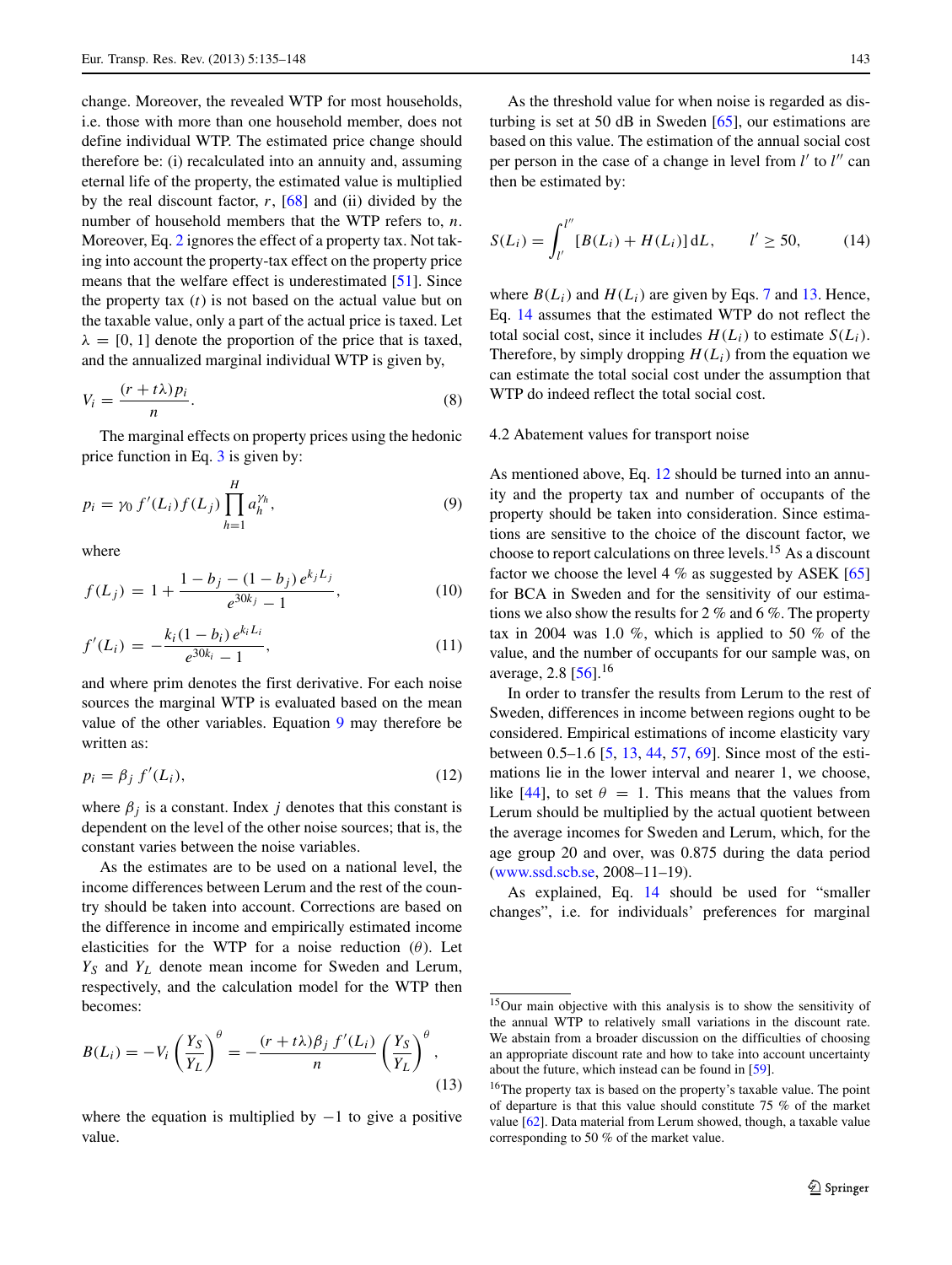change. Moreover, the revealed WTP for most households, i.e. those with more than one household member, does not define individual WTP. The estimated price change should therefore be: (i) recalculated into an annuity and, assuming eternal life of the property, the estimated value is multiplied by the real discount factor, $r$, [68] and (ii) divided by the number of household members that the WTP refers to, $n$. Moreover, Eq. 2 ignores the effect of a property tax. Not taking into account the property-tax effect on the property price means that the welfare effect is underestimated [51]. Since the property tax ($t$) is not based on the actual value but on the taxable value, only a part of the actual price is taxed. Let $\lambda = [0, 1]$ denote the proportion of the price that is taxed, and the annualized marginal individual WTP is given by,

$$V_i = \frac{(r + t\lambda)p_i}{n}. \tag{8}$$

The marginal effects on property prices using the hedonic price function in Eq. 3 is given by:

$$p_i = \gamma_0 f'(L_i) f(L_j) \prod_{h=1}^{H} a_h^{\gamma_h}, \tag{9}$$

where

$$f(L_j) = 1 + \frac{1 - b_j - (1 - b_j)\, e^{k_j L_j}}{e^{30k_j} - 1}, \tag{10}$$

$$f'(L_i) = -\frac{k_i(1 - b_i)\, e^{k_i L_i}}{e^{30k_i} - 1}, \tag{11}$$

and where prim denotes the first derivative. For each noise sources the marginal WTP is evaluated based on the mean value of the other variables. Equation 9 may therefore be written as:

$$p_i = \beta_j\, f'(L_i), \tag{12}$$

where $\beta_j$ is a constant. Index $j$ denotes that this constant is dependent on the level of the other noise sources; that is, the constant varies between the noise variables.

As the estimates are to be used on a national level, the income differences between Lerum and the rest of the country should be taken into account. Corrections are based on the difference in income and empirically estimated income elasticities for the WTP for a noise reduction ($\theta$). Let $Y_S$ and $Y_L$ denote mean income for Sweden and Lerum, respectively, and the calculation model for the WTP then becomes:

$$B(L_i) = -V_i \left(\frac{Y_S}{Y_L}\right)^{\theta} = -\frac{(r + t\lambda)\beta_j\, f'(L_i)}{n} \left(\frac{Y_S}{Y_L}\right)^{\theta}, \tag{13}$$

where the equation is multiplied by $-1$ to give a positive value.

As the threshold value for when noise is regarded as disturbing is set at 50 dB in Sweden [65], our estimations are based on this value. The estimation of the annual social cost per person in the case of a change in level from $l'$ to $l''$ can then be estimated by:

$$S(L_i) = \int_{l'}^{l''} [B(L_i) + H(L_i)]\, \mathrm{d}L, \qquad l' \geq 50, \tag{14}$$

where $B(L_i)$ and $H(L_i)$ are given by Eqs. 7 and 13. Hence, Eq. 14 assumes that the estimated WTP do not reflect the total social cost, since it includes $H(L_i)$ to estimate $S(L_i)$. Therefore, by simply dropping $H(L_i)$ from the equation we can estimate the total social cost under the assumption that WTP do indeed reflect the total social cost.

### 4.2 Abatement values for transport noise

As mentioned above, Eq. 12 should be turned into an annuity and the property tax and number of occupants of the property should be taken into consideration. Since estimations are sensitive to the choice of the discount factor, we choose to report calculations on three levels.[15] As a discount factor we choose the level 4 % as suggested by ASEK [65] for BCA in Sweden and for the sensitivity of our estimations we also show the results for 2 % and 6 %. The property tax in 2004 was 1.0 %, which is applied to 50 % of the value, and the number of occupants for our sample was, on average, 2.8 [56].[16]

In order to transfer the results from Lerum to the rest of Sweden, differences in income between regions ought to be considered. Empirical estimations of income elasticity vary between 0.5–1.6 [5, 13, 44, 57, 69]. Since most of the estimations lie in the lower interval and nearer 1, we choose, like [44], to set $\theta = 1$. This means that the values from Lerum should be multiplied by the actual quotient between the average incomes for Sweden and Lerum, which, for the age group 20 and over, was 0.875 during the data period (www.ssd.scb.se, 2008–11–19).

As explained, Eq. 14 should be used for "smaller changes", i.e. for individuals' preferences for marginal

---

[15] Our main objective with this analysis is to show the sensitivity of the annual WTP to relatively small variations in the discount rate. We abstain from a broader discussion on the difficulties of choosing an appropriate discount rate and how to take into account uncertainty about the future, which instead can be found in [59].

[16] The property tax is based on the property's taxable value. The point of departure is that this value should constitute 75 % of the market value [62]. Data material from Lerum showed, though, a taxable value corresponding to 50 % of the market value.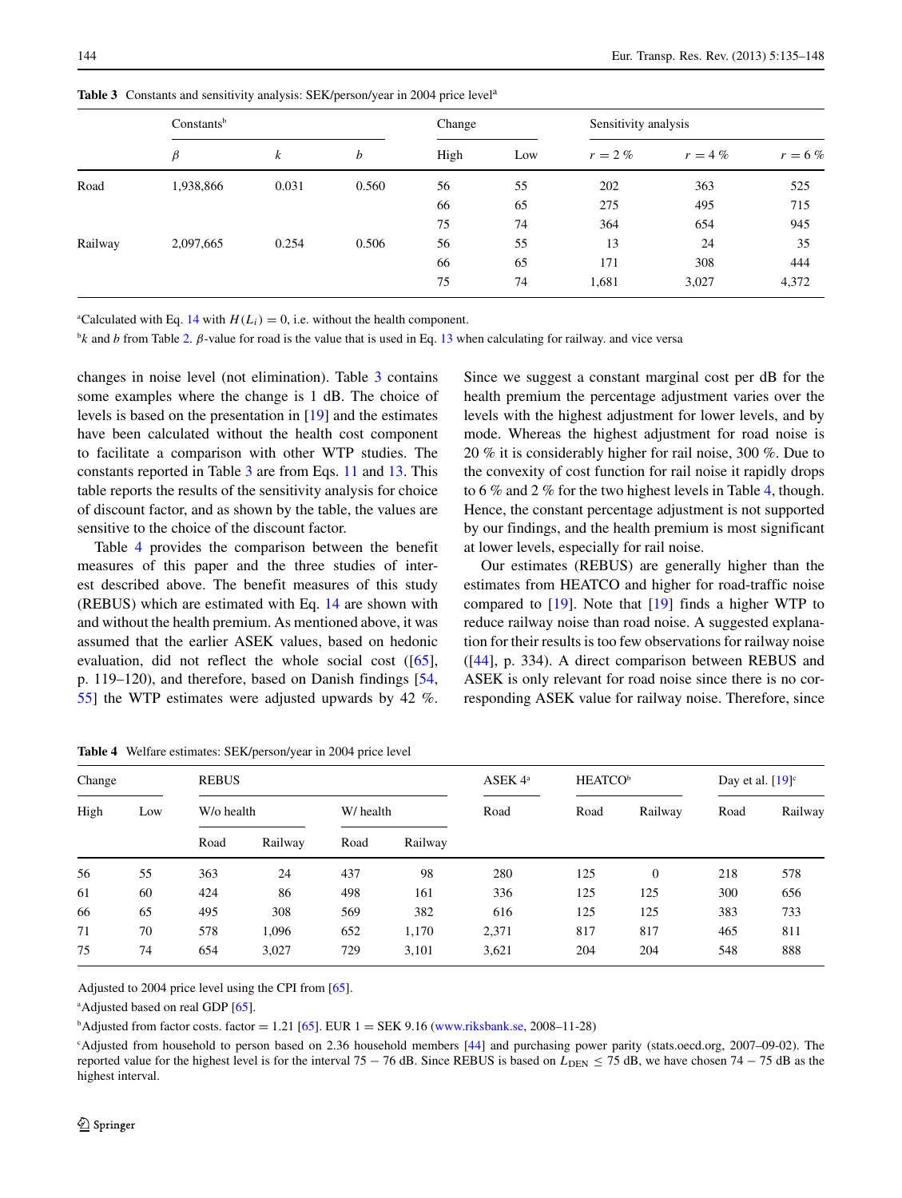**Table 3** Constants and sensitivity analysis: SEK/person/year in 2004 price level[a]

| | Constants[b] | | | Change | | Sensitivity analysis | | |
|---|---|---|---|---|---|---|---|---|
| | $\beta$ | $k$ | $b$ | High | Low | $r = 2\,\%$ | $r = 4\,\%$ | $r = 6\,\%$ |
| Road | 1,938,866 | 0.031 | 0.560 | 56 | 55 | 202 | 363 | 525 |
| | | | | 66 | 65 | 275 | 495 | 715 |
| | | | | 75 | 74 | 364 | 654 | 945 |
| Railway | 2,097,665 | 0.254 | 0.506 | 56 | 55 | 13 | 24 | 35 |
| | | | | 66 | 65 | 171 | 308 | 444 |
| | | | | 75 | 74 | 1,681 | 3,027 | 4,372 |

[a]Calculated with Eq. 14 with $H(L_i) = 0$, i.e. without the health component.

[b]$k$ and $b$ from Table 2. $\beta$-value for road is the value that is used in Eq. 13 when calculating for railway. and vice versa

changes in noise level (not elimination). Table 3 contains some examples where the change is 1 dB. The choice of levels is based on the presentation in [19] and the estimates have been calculated without the health cost component to facilitate a comparison with other WTP studies. The constants reported in Table 3 are from Eqs. 11 and 13. This table reports the results of the sensitivity analysis for choice of discount factor, and as shown by the table, the values are sensitive to the choice of the discount factor.

Table 4 provides the comparison between the benefit measures of this paper and the three studies of interest described above. The benefit measures of this study (REBUS) which are estimated with Eq. 14 are shown with and without the health premium. As mentioned above, it was assumed that the earlier ASEK values, based on hedonic evaluation, did not reflect the whole social cost ([65], p. 119–120), and therefore, based on Danish findings [54, 55] the WTP estimates were adjusted upwards by 42 %. Since we suggest a constant marginal cost per dB for the health premium the percentage adjustment varies over the levels with the highest adjustment for lower levels, and by mode. Whereas the highest adjustment for road noise is 20 % it is considerably higher for rail noise, 300 %. Due to the convexity of cost function for rail noise it rapidly drops to 6 % and 2 % for the two highest levels in Table 4, though. Hence, the constant percentage adjustment is not supported by our findings, and the health premium is most significant at lower levels, especially for rail noise.

Our estimates (REBUS) are generally higher than the estimates from HEATCO and higher for road-traffic noise compared to [19]. Note that [19] finds a higher WTP to reduce railway noise than road noise. A suggested explanation for their results is too few observations for railway noise ([44], p. 334). A direct comparison between REBUS and ASEK is only relevant for road noise since there is no corresponding ASEK value for railway noise. Therefore, since

**Table 4** Welfare estimates: SEK/person/year in 2004 price level

| Change | | REBUS | | | | ASEK 4[a] | HEATCO[b] | | Day et al. [19][c] | |
|---|---|---|---|---|---|---|---|---|---|---|
| High | Low | W/o health | | W/ health | | Road | Road | Railway | Road | Railway |
| | | Road | Railway | Road | Railway | | | | | |
| 56 | 55 | 363 | 24 | 437 | 98 | 280 | 125 | 0 | 218 | 578 |
| 61 | 60 | 424 | 86 | 498 | 161 | 336 | 125 | 125 | 300 | 656 |
| 66 | 65 | 495 | 308 | 569 | 382 | 616 | 125 | 125 | 383 | 733 |
| 71 | 70 | 578 | 1,096 | 652 | 1,170 | 2,371 | 817 | 817 | 465 | 811 |
| 75 | 74 | 654 | 3,027 | 729 | 3,101 | 3,621 | 204 | 204 | 548 | 888 |

Adjusted to 2004 price level using the CPI from [65].

[a]Adjusted based on real GDP [65].

[b]Adjusted from factor costs. factor = 1.21 [65]. EUR 1 = SEK 9.16 (www.riksbank.se, 2008–11-28)

[c]Adjusted from household to person based on 2.36 household members [44] and purchasing power parity (stats.oecd.org, 2007–09-02). The reported value for the highest level is for the interval 75 − 76 dB. Since REBUS is based on $L_{\mathrm{DEN}} \leq 75$ dB, we have chosen 74 − 75 dB as the highest interval.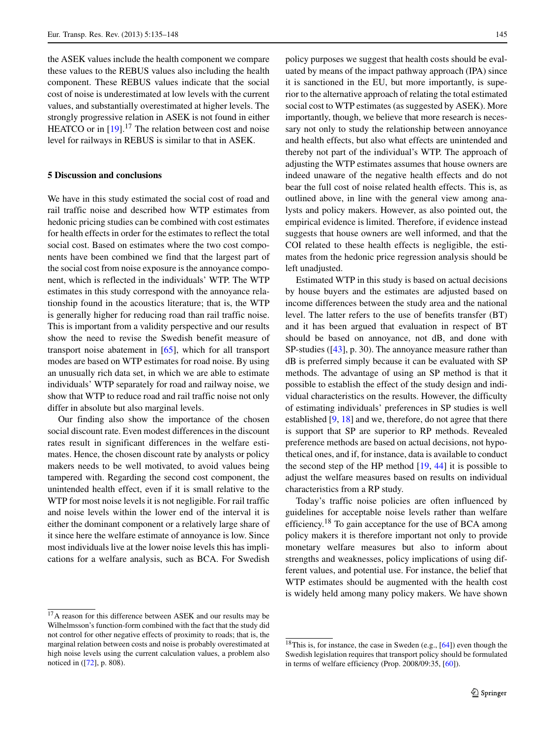the ASEK values include the health component we compare these values to the REBUS values also including the health component. These REBUS values indicate that the social cost of noise is underestimated at low levels with the current values, and substantially overestimated at higher levels. The strongly progressive relation in ASEK is not found in either HEATCO or in [19].[17] The relation between cost and noise level for railways in REBUS is similar to that in ASEK.

## 5 Discussion and conclusions

We have in this study estimated the social cost of road and rail traffic noise and described how WTP estimates from hedonic pricing studies can be combined with cost estimates for health effects in order for the estimates to reflect the total social cost. Based on estimates where the two cost components have been combined we find that the largest part of the social cost from noise exposure is the annoyance component, which is reflected in the individuals' WTP. The WTP estimates in this study correspond with the annoyance relationship found in the acoustics literature; that is, the WTP is generally higher for reducing road than rail traffic noise. This is important from a validity perspective and our results show the need to revise the Swedish benefit measure of transport noise abatement in [65], which for all transport modes are based on WTP estimates for road noise. By using an unusually rich data set, in which we are able to estimate individuals' WTP separately for road and railway noise, we show that WTP to reduce road and rail traffic noise not only differ in absolute but also marginal levels.

Our finding also show the importance of the chosen social discount rate. Even modest differences in the discount rates result in significant differences in the welfare estimates. Hence, the chosen discount rate by analysts or policy makers needs to be well motivated, to avoid values being tampered with. Regarding the second cost component, the unintended health effect, even if it is small relative to the WTP for most noise levels it is not negligible. For rail traffic and noise levels within the lower end of the interval it is either the dominant component or a relatively large share of it since here the welfare estimate of annoyance is low. Since most individuals live at the lower noise levels this has implications for a welfare analysis, such as BCA. For Swedish policy purposes we suggest that health costs should be evaluated by means of the impact pathway approach (IPA) since it is sanctioned in the EU, but more importantly, is superior to the alternative approach of relating the total estimated social cost to WTP estimates (as suggested by ASEK). More importantly, though, we believe that more research is necessary not only to study the relationship between annoyance and health effects, but also what effects are unintended and thereby not part of the individual's WTP. The approach of adjusting the WTP estimates assumes that house owners are indeed unaware of the negative health effects and do not bear the full cost of noise related health effects. This is, as outlined above, in line with the general view among analysts and policy makers. However, as also pointed out, the empirical evidence is limited. Therefore, if evidence instead suggests that house owners are well informed, and that the COI related to these health effects is negligible, the estimates from the hedonic price regression analysis should be left unadjusted.

Estimated WTP in this study is based on actual decisions by house buyers and the estimates are adjusted based on income differences between the study area and the national level. The latter refers to the use of benefits transfer (BT) and it has been argued that evaluation in respect of BT should be based on annoyance, not dB, and done with SP-studies ([43], p. 30). The annoyance measure rather than dB is preferred simply because it can be evaluated with SP methods. The advantage of using an SP method is that it possible to establish the effect of the study design and individual characteristics on the results. However, the difficulty of estimating individuals' preferences in SP studies is well established [9, 18] and we, therefore, do not agree that there is support that SP are superior to RP methods. Revealed preference methods are based on actual decisions, not hypothetical ones, and if, for instance, data is available to conduct the second step of the HP method [19, 44] it is possible to adjust the welfare measures based on results on individual characteristics from a RP study.

Today's traffic noise policies are often influenced by guidelines for acceptable noise levels rather than welfare efficiency.[18] To gain acceptance for the use of BCA among policy makers it is therefore important not only to provide monetary welfare measures but also to inform about strengths and weaknesses, policy implications of using different values, and potential use. For instance, the belief that WTP estimates should be augmented with the health cost is widely held among many policy makers. We have shown

[17] A reason for this difference between ASEK and our results may be Wilhelmsson's function-form combined with the fact that the study did not control for other negative effects of proximity to roads; that is, the marginal relation between costs and noise is probably overestimated at high noise levels using the current calculation values, a problem also noticed in ([72], p. 808).

[18] This is, for instance, the case in Sweden (e.g., [64]) even though the Swedish legislation requires that transport policy should be formulated in terms of welfare efficiency (Prop. 2008/09:35, [60]).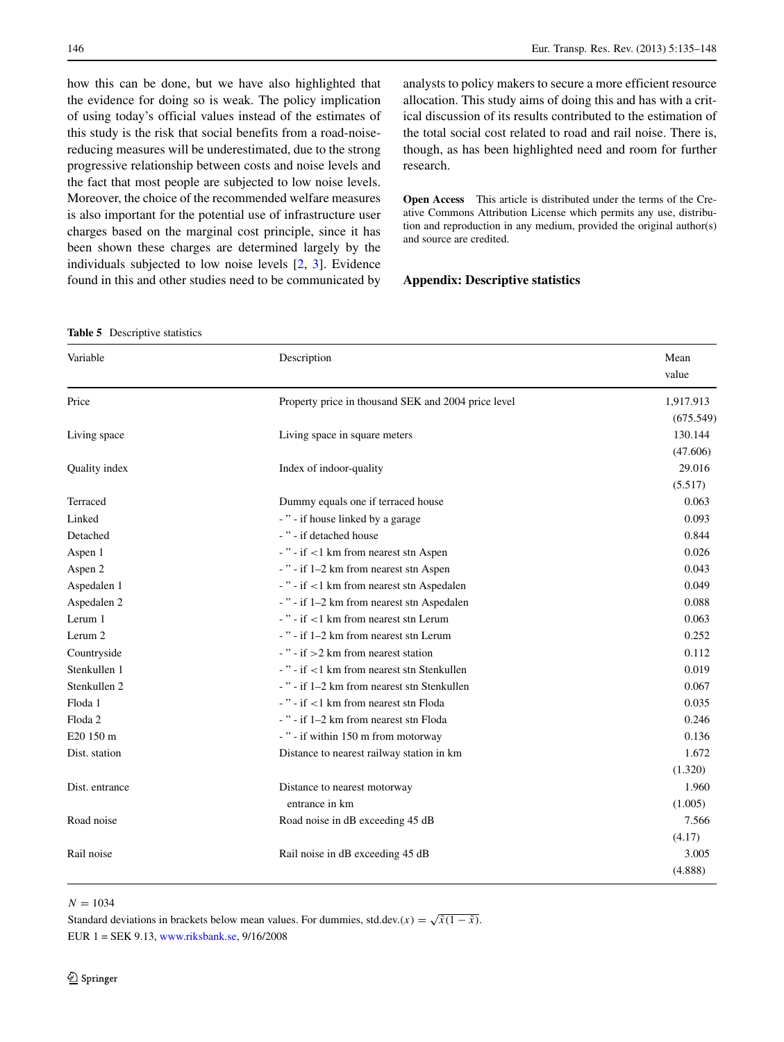how this can be done, but we have also highlighted that the evidence for doing so is weak. The policy implication of using today's official values instead of the estimates of this study is the risk that social benefits from a road-noise-reducing measures will be underestimated, due to the strong progressive relationship between costs and noise levels and the fact that most people are subjected to low noise levels. Moreover, the choice of the recommended welfare measures is also important for the potential use of infrastructure user charges based on the marginal cost principle, since it has been shown these charges are determined largely by the individuals subjected to low noise levels [2, 3]. Evidence found in this and other studies need to be communicated by analysts to policy makers to secure a more efficient resource allocation. This study aims of doing this and has with a critical discussion of its results contributed to the estimation of the total social cost related to road and rail noise. There is, though, as has been highlighted need and room for further research.

**Open Access** This article is distributed under the terms of the Creative Commons Attribution License which permits any use, distribution and reproduction in any medium, provided the original author(s) and source are credited.

## Appendix: Descriptive statistics

**Table 5** Descriptive statistics

| Variable | Description | Mean value |
|---|---|---|
| Price | Property price in thousand SEK and 2004 price level | 1,917.913 (675.549) |
| Living space | Living space in square meters | 130.144 (47.606) |
| Quality index | Index of indoor-quality | 29.016 (5.517) |
| Terraced | Dummy equals one if terraced house | 0.063 |
| Linked | - " - if house linked by a garage | 0.093 |
| Detached | - " - if detached house | 0.844 |
| Aspen 1 | - " - if <1 km from nearest stn Aspen | 0.026 |
| Aspen 2 | - " - if 1–2 km from nearest stn Aspen | 0.043 |
| Aspedalen 1 | - " - if <1 km from nearest stn Aspedalen | 0.049 |
| Aspedalen 2 | - " - if 1–2 km from nearest stn Aspedalen | 0.088 |
| Lerum 1 | - " - if <1 km from nearest stn Lerum | 0.063 |
| Lerum 2 | - " - if 1–2 km from nearest stn Lerum | 0.252 |
| Countryside | - " - if >2 km from nearest station | 0.112 |
| Stenkullen 1 | - " - if <1 km from nearest stn Stenkullen | 0.019 |
| Stenkullen 2 | - " - if 1–2 km from nearest stn Stenkullen | 0.067 |
| Floda 1 | - " - if <1 km from nearest stn Floda | 0.035 |
| Floda 2 | - " - if 1–2 km from nearest stn Floda | 0.246 |
| E20 150 m | - " - if within 150 m from motorway | 0.136 |
| Dist. station | Distance to nearest railway station in km | 1.672 (1.320) |
| Dist. entrance | Distance to nearest motorway entrance in km | 1.960 (1.005) |
| Road noise | Road noise in dB exceeding 45 dB | 7.566 (4.17) |
| Rail noise | Rail noise in dB exceeding 45 dB | 3.005 (4.888) |

$N = 1034$

Standard deviations in brackets below mean values. For dummies, std.dev.$(x) = \sqrt{\bar{x}(1-\bar{x})}$.

EUR 1 = SEK 9.13, www.riksbank.se, 9/16/2008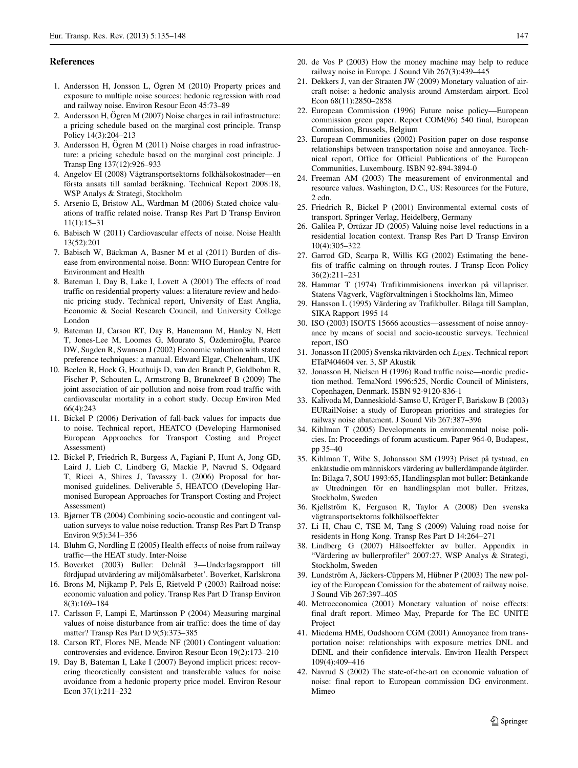## References

1. Andersson H, Jonsson L, Ögren M (2010) Property prices and exposure to multiple noise sources: hedonic regression with road and railway noise. Environ Resour Econ 45:73–89
2. Andersson H, Ögren M (2007) Noise charges in rail infrastructure: a pricing schedule based on the marginal cost principle. Transp Policy 14(3):204–213
3. Andersson H, Ögren M (2011) Noise charges in road infrastructure: a pricing schedule based on the marginal cost principle. J Transp Eng 137(12):926–933
4. Angelov EI (2008) Vägtransportsektorns folkhälsokostnader—en första ansats till samlad beräkning. Technical Report 2008:18, WSP Analys & Strategi, Stockholm
5. Arsenio E, Bristow AL, Wardman M (2006) Stated choice valuations of traffic related noise. Transp Res Part D Transp Environ 11(1):15–31
6. Babisch W (2011) Cardiovascular effects of noise. Noise Health 13(52):201
7. Babisch W, Bäckman A, Basner M et al (2011) Burden of disease from environmental noise. Bonn: WHO European Centre for Environment and Health
8. Bateman I, Day B, Lake I, Lovett A (2001) The effects of road traffic on residential property values: a literature review and hedonic pricing study. Technical report, University of East Anglia, Economic & Social Research Council, and University College London
9. Bateman IJ, Carson RT, Day B, Hanemann M, Hanley N, Hett T, Jones-Lee M, Loomes G, Mourato S, Özdemiroğlu, Pearce DW, Sugden R, Swanson J (2002) Economic valuation with stated preference techniques: a manual. Edward Elgar, Cheltenham, UK
10. Beelen R, Hoek G, Houthuijs D, van den Brandt P, Goldbohm R, Fischer P, Schouten L, Armstrong B, Brunekreef B (2009) The joint association of air pollution and noise from road traffic with cardiovascular mortality in a cohort study. Occup Environ Med 66(4):243
11. Bickel P (2006) Derivation of fall-back values for impacts due to noise. Technical report, HEATCO (Developing Harmonised European Approaches for Transport Costing and Project Assessment)
12. Bickel P, Friedrich R, Burgess A, Fagiani P, Hunt A, Jong GD, Laird J, Lieb C, Lindberg G, Mackie P, Navrud S, Odgaard T, Ricci A, Shires J, Tavasszy L (2006) Proposal for harmonised guidelines. Deliverable 5, HEATCO (Developing Harmonised European Approaches for Transport Costing and Project Assessment)
13. Bjørner TB (2004) Combining socio-acoustic and contingent valuation surveys to value noise reduction. Transp Res Part D Transp Environ 9(5):341–356
14. Bluhm G, Nordling E (2005) Health effects of noise from railway traffic—the HEAT study. Inter-Noise
15. Boverket (2003) Buller: Delmål 3—Underlagsrapport till fördjupad utvärdering av miljömålsarbetet'. Boverket, Karlskrona
16. Brons M, Nijkamp P, Pels E, Rietveld P (2003) Railroad noise: economic valuation and policy. Transp Res Part D Transp Environ 8(3):169–184
17. Carlsson F, Lampi E, Martinsson P (2004) Measuring marginal values of noise disturbance from air traffic: does the time of day matter? Transp Res Part D 9(5):373–385
18. Carson RT, Flores NE, Meade NF (2001) Contingent valuation: controversies and evidence. Environ Resour Econ 19(2):173–210
19. Day B, Bateman I, Lake I (2007) Beyond implicit prices: recovering theoretically consistent and transferable values for noise avoidance from a hedonic property price model. Environ Resour Econ 37(1):211–232
20. de Vos P (2003) How the money machine may help to reduce railway noise in Europe. J Sound Vib 267(3):439–445
21. Dekkers J, van der Straaten JW (2009) Monetary valuation of aircraft noise: a hedonic analysis around Amsterdam airport. Ecol Econ 68(11):2850–2858
22. European Commission (1996) Future noise policy—European commission green paper. Report COM(96) 540 final, European Commission, Brussels, Belgium
23. European Communities (2002) Position paper on dose response relationships between transportation noise and annoyance. Technical report, Office for Official Publications of the European Communities, Luxembourg. ISBN 92-894-3894-0
24. Freeman AM (2003) The measurement of environmental and resource values. Washington, D.C., US: Resources for the Future, 2 edn.
25. Friedrich R, Bickel P (2001) Environmental external costs of transport. Springer Verlag, Heidelberg, Germany
26. Galilea P, Ortúzar JD (2005) Valuing noise level reductions in a residential location context. Transp Res Part D Transp Environ 10(4):305–322
27. Garrod GD, Scarpa R, Willis KG (2002) Estimating the benefits of traffic calming on through routes. J Transp Econ Policy 36(2):211–231
28. Hammar T (1974) Trafikimmisionens inverkan på villapriser. Statens Vägverk, Vägförvaltningen i Stockholms län, Mimeo
29. Hansson L (1995) Värdering av Trafikbuller. Bilaga till Samplan, SIKA Rapport 1995 14
30. ISO (2003) ISO/TS 15666 acoustics—assessment of noise annoyance by means of social and socio-acoustic surveys. Technical report, ISO
31. Jonasson H (2005) Svenska riktvärden och $L_{\mathrm{DEN}}$. Technical report ETaP404604 ver. 3, SP Akustik
32. Jonasson H, Nielsen H (1996) Road traffic noise—nordic prediction method. TemaNord 1996:525, Nordic Council of Ministers, Copenhagen, Denmark. ISBN 92-9120-836-1
33. Kalivoda M, Danneskiold-Samso U, Krüger F, Bariskow B (2003) EURailNoise: a study of European priorities and strategies for railway noise abatement. J Sound Vib 267:387–396
34. Kihlman T (2005) Developments in environmental noise policies. In: Proceedings of forum acusticum. Paper 964-0, Budapest, pp 35–40
35. Kihlman T, Wibe S, Johansson SM (1993) Priset på tystnad, en enkätstudie om människors värdering av bullerdämpande åtgärder. In: Bilaga 7, SOU 1993:65, Handlingsplan mot buller: Betänkande av Utredningen för en handlingsplan mot buller. Fritzes, Stockholm, Sweden
36. Kjellström K, Ferguson R, Taylor A (2008) Den svenska vägtransportsektorns folkhälsoeffekter
37. Li H, Chau C, TSE M, Tang S (2009) Valuing road noise for residents in Hong Kong. Transp Res Part D 14:264–271
38. Lindberg G (2007) Hälsoeffekter av buller. Appendix in "Värdering av bullerprofiler" 2007:27, WSP Analys & Strategi, Stockholm, Sweden
39. Lundström A, Jäckers-Cüppers M, Hübner P (2003) The new policy of the European Comission for the abatement of railway noise. J Sound Vib 267:397–405
40. Metroeconomica (2001) Monetary valuation of noise effects: final draft report. Mimeo May, Preparde for The EC UNITE Project
41. Miedema HME, Oudshoorn CGM (2001) Annoyance from transportation noise: relationships with exposure metrics DNL and DENL and their confidence intervals. Environ Health Perspect 109(4):409–416
42. Navrud S (2002) The state-of-the-art on economic valuation of noise: final report to European commission DG environment. Mimeo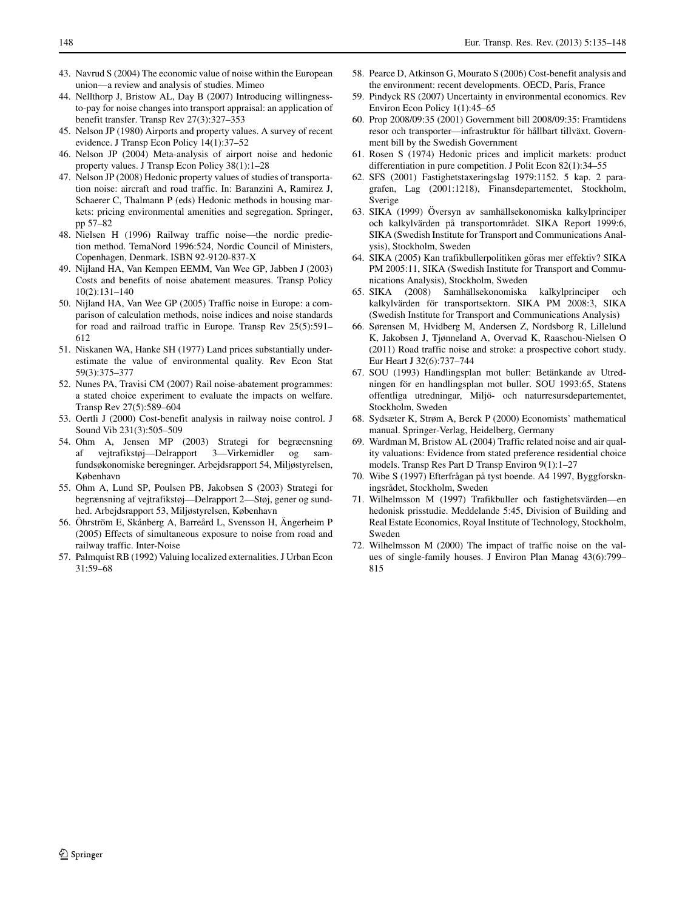43. Navrud S (2004) The economic value of noise within the European union—a review and analysis of studies. Mimeo
44. Nellthorp J, Bristow AL, Day B (2007) Introducing willingness-to-pay for noise changes into transport appraisal: an application of benefit transfer. Transp Rev 27(3):327–353
45. Nelson JP (1980) Airports and property values. A survey of recent evidence. J Transp Econ Policy 14(1):37–52
46. Nelson JP (2004) Meta-analysis of airport noise and hedonic property values. J Transp Econ Policy 38(1):1–28
47. Nelson JP (2008) Hedonic property values of studies of transportation noise: aircraft and road traffic. In: Baranzini A, Ramirez J, Schaerer C, Thalmann P (eds) Hedonic methods in housing markets: pricing environmental amenities and segregation. Springer, pp 57–82
48. Nielsen H (1996) Railway traffic noise—the nordic prediction method. TemaNord 1996:524, Nordic Council of Ministers, Copenhagen, Denmark. ISBN 92-9120-837-X
49. Nijland HA, Van Kempen EEMM, Van Wee GP, Jabben J (2003) Costs and benefits of noise abatement measures. Transp Policy 10(2):131–140
50. Nijland HA, Van Wee GP (2005) Traffic noise in Europe: a comparison of calculation methods, noise indices and noise standards for road and railroad traffic in Europe. Transp Rev 25(5):591–612
51. Niskanen WA, Hanke SH (1977) Land prices substantially underestimate the value of environmental quality. Rev Econ Stat 59(3):375–377
52. Nunes PA, Travisi CM (2007) Rail noise-abatement programmes: a stated choice experiment to evaluate the impacts on welfare. Transp Rev 27(5):589–604
53. Oertli J (2000) Cost-benefit analysis in railway noise control. J Sound Vib 231(3):505–509
54. Ohm A, Jensen MP (2003) Strategi for begrænsning af vejtrafikstøj—Delrapport 3—Virkemidler og samfundsøkonomiske beregninger. Arbejdsrapport 54, Miljøstyrelsen, København
55. Ohm A, Lund SP, Poulsen PB, Jakobsen S (2003) Strategi for begrænsning af vejtrafikstøj—Delrapport 2—Støj, gener og sundhed. Arbejdsrapport 53, Miljøstyrelsen, København
56. Öhrström E, Skånberg A, Barreård L, Svensson H, Ängerheim P (2005) Effects of simultaneous exposure to noise from road and railway traffic. Inter-Noise
57. Palmquist RB (1992) Valuing localized externalities. J Urban Econ 31:59–68
58. Pearce D, Atkinson G, Mourato S (2006) Cost-benefit analysis and the environment: recent developments. OECD, Paris, France
59. Pindyck RS (2007) Uncertainty in environmental economics. Rev Environ Econ Policy 1(1):45–65
60. Prop 2008/09:35 (2001) Government bill 2008/09:35: Framtidens resor och transporter—infrastruktur för hållbart tillväxt. Government bill by the Swedish Government
61. Rosen S (1974) Hedonic prices and implicit markets: product differentiation in pure competition. J Polit Econ 82(1):34–55
62. SFS (2001) Fastighetstaxeringslag 1979:1152. 5 kap. 2 paragrafen, Lag (2001:1218), Finansdepartementet, Stockholm, Sverige
63. SIKA (1999) Översyn av samhällsekonomiska kalkylprinciper och kalkylvärden på transportområdet. SIKA Report 1999:6, SIKA (Swedish Institute for Transport and Communications Analysis), Stockholm, Sweden
64. SIKA (2005) Kan trafikbullerpolitiken göras mer effektiv? SIKA PM 2005:11, SIKA (Swedish Institute for Transport and Communications Analysis), Stockholm, Sweden
65. SIKA (2008) Samhällsekonomiska kalkylprinciper och kalkylvärden för transportsektorn. SIKA PM 2008:3, SIKA (Swedish Institute for Transport and Communications Analysis)
66. Sørensen M, Hvidberg M, Andersen Z, Nordsborg R, Lillelund K, Jakobsen J, Tjønneland A, Overvad K, Raaschou-Nielsen O (2011) Road traffic noise and stroke: a prospective cohort study. Eur Heart J 32(6):737–744
67. SOU (1993) Handlingsplan mot buller: Betänkande av Utredningen för en handlingsplan mot buller. SOU 1993:65, Statens offentliga utredningar, Miljö- och naturresursdepartementet, Stockholm, Sweden
68. Sydsæter K, Strøm A, Berck P (2000) Economists' mathematical manual. Springer-Verlag, Heidelberg, Germany
69. Wardman M, Bristow AL (2004) Traffic related noise and air quality valuations: Evidence from stated preference residential choice models. Transp Res Part D Transp Environ 9(1):1–27
70. Wibe S (1997) Efterfrågan på tyst boende. A4 1997, Byggforskningsrådet, Stockholm, Sweden
71. Wilhelmsson M (1997) Trafikbuller och fastighetsvärden—en hedonisk prisstudie. Meddelande 5:45, Division of Building and Real Estate Economics, Royal Institute of Technology, Stockholm, Sweden
72. Wilhelmsson M (2000) The impact of traffic noise on the values of single-family houses. J Environ Plan Manag 43(6):799–815